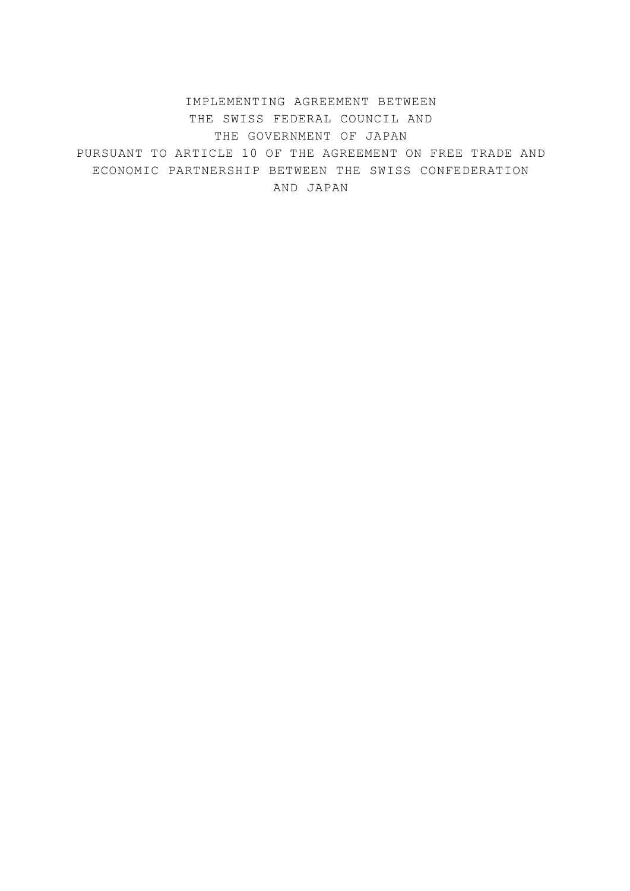# IMPLEMENTING AGREEMENT BETWEEN THE SWISS FEDERAL COUNCIL AND THE GOVERNMENT OF JAPAN PURSUANT TO ARTICLE 10 OF THE AGREEMENT ON FREE TRADE AND ECONOMIC PARTNERSHIP BETWEEN THE SWISS CONFEDERATION AND JAPAN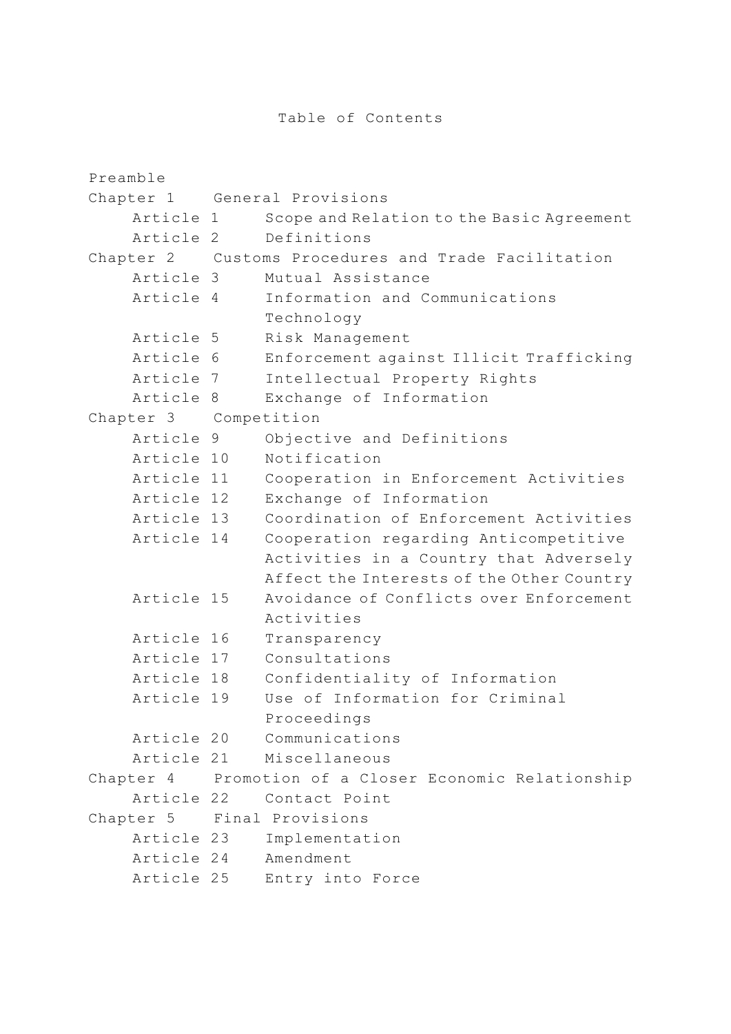# Table of Contents

Preamble

Chapter 1 General Provisions

- Article 1 Scope and Relation to the Basic Agreement
- Article 2 Definitions

Chapter 2 Customs Procedures and Trade Facilitation

- Article 3 Mutual Assistance
- Article 4 Information and Communications Technology
- Article 5 Risk Management
- Article 6 Enforcement against Illicit Trafficking
- Article 7 Intellectual Property Rights
- Article 8 Exchange of Information

Chapter 3 Competition

- Article 9 Objective and Definitions
- Article 10 Notification
- Article 11 Cooperation in Enforcement Activities
- Article 12 Exchange of Information
- Article 13 Coordination of Enforcement Activities
- Article 14 Cooperation regarding Anticompetitive Activities in a Country that Adversely Affect the Interests of the Other Country
- Article 15 Avoidance of Conflicts over Enforcement Activities
- Article 16 Transparency
- Article 17 Consultations
- Article 18 Confidentiality of Information
- Article 19 Use of Information for Criminal Proceedings
- Article 20 Communications
- Article 21 Miscellaneous

Chapter 4 Promotion of a Closer Economic Relationship

- Article 22 Contact Point

Chapter 5 Final Provisions

- Article 23 Implementation
- Article 24 Amendment
- Article 25 Entry into Force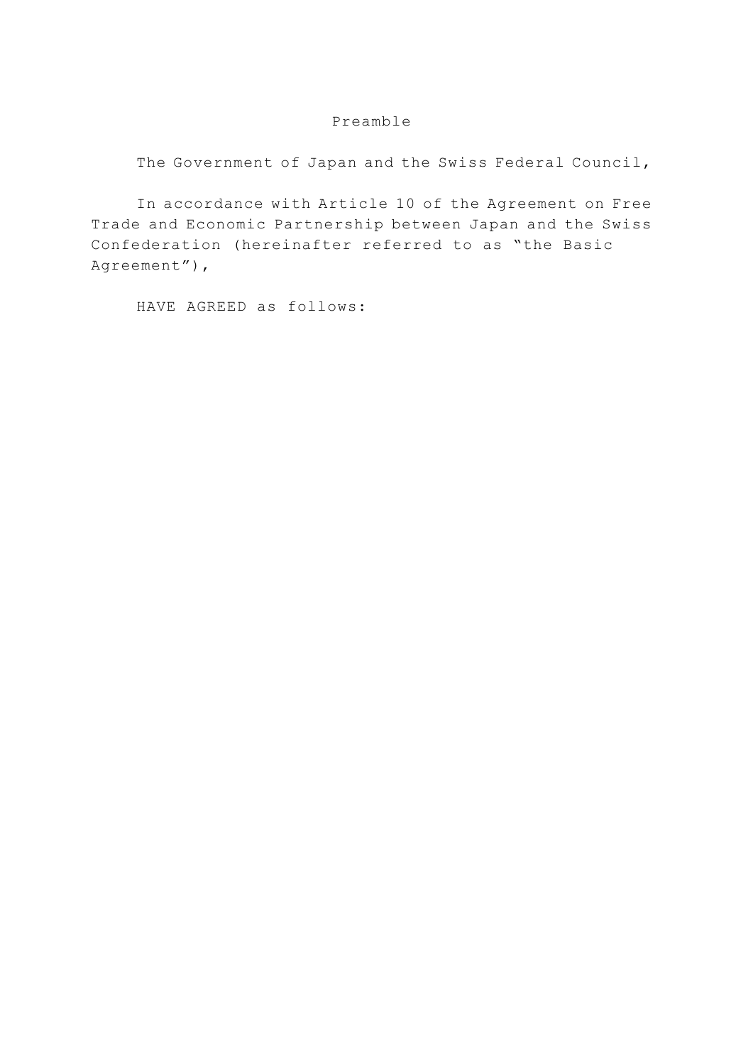## Preamble

The Government of Japan and the Swiss Federal Council,

In accordance with Article 10 of the Agreement on Free Trade and Economic Partnership between Japan and the Swiss Confederation (hereinafter referred to as "the Basic Agreement"),

HAVE AGREED as follows: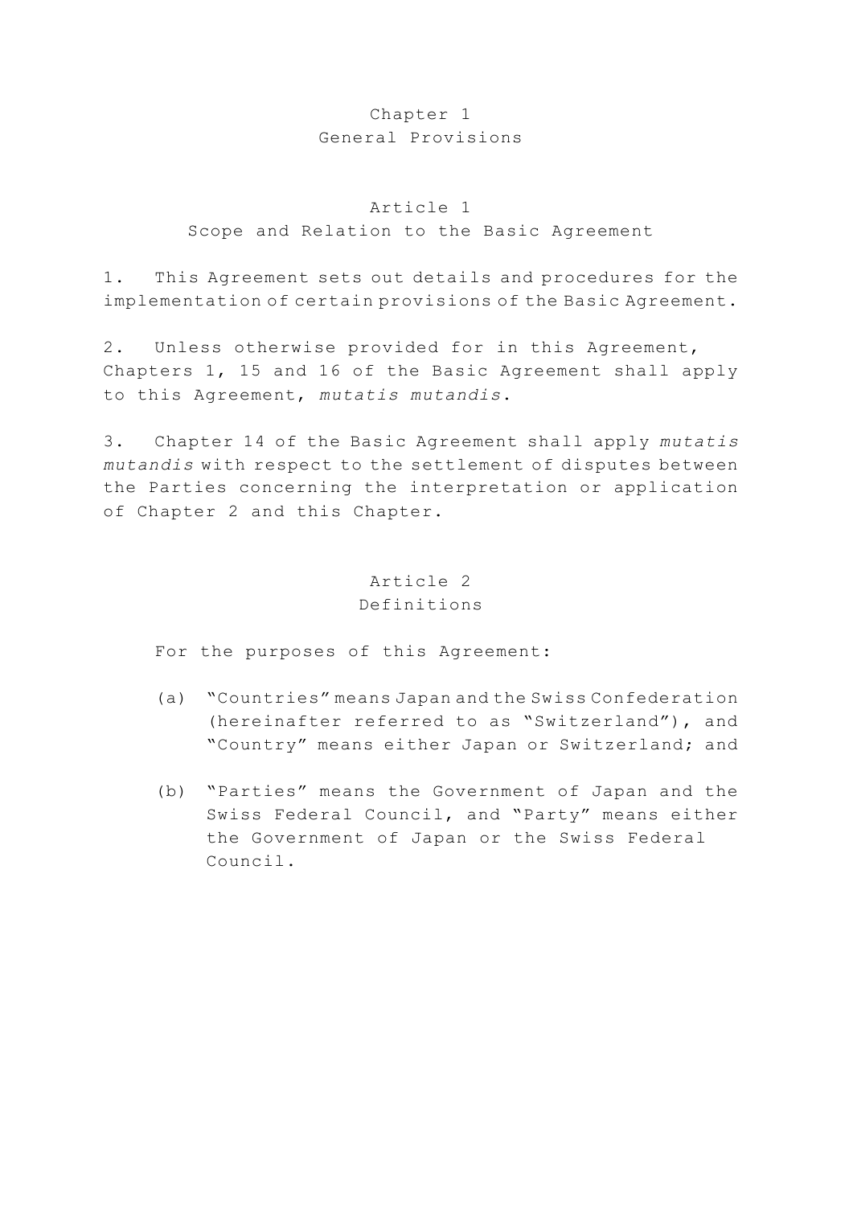# Chapter 1
# General Provisions

## Article 1
## Scope and Relation to the Basic Agreement

1. This Agreement sets out details and procedures for the implementation of certain provisions of the Basic Agreement.

2. Unless otherwise provided for in this Agreement, Chapters 1, 15 and 16 of the Basic Agreement shall apply to this Agreement, *mutatis mutandis*.

3. Chapter 14 of the Basic Agreement shall apply *mutatis mutandis* with respect to the settlement of disputes between the Parties concerning the interpretation or application of Chapter 2 and this Chapter.

## Article 2
## Definitions

For the purposes of this Agreement:

(a) "Countries" means Japan and the Swiss Confederation (hereinafter referred to as "Switzerland"), and "Country" means either Japan or Switzerland; and

(b) "Parties" means the Government of Japan and the Swiss Federal Council, and "Party" means either the Government of Japan or the Swiss Federal Council.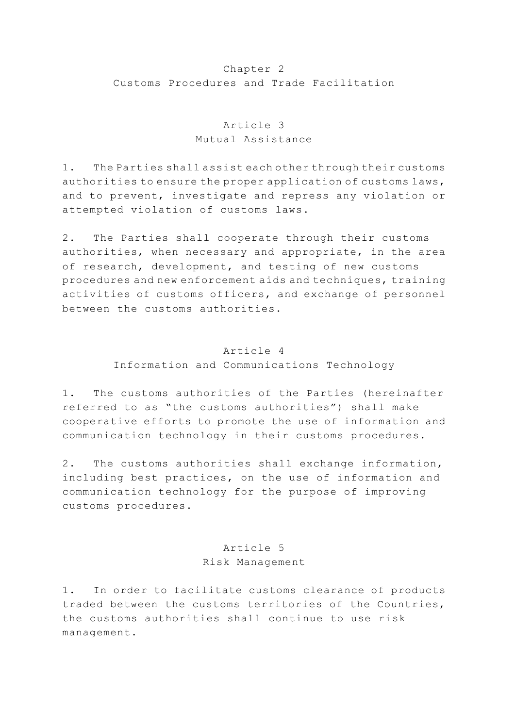## Chapter 2
## Customs Procedures and Trade Facilitation

### Article 3
### Mutual Assistance

1. The Parties shall assist each other through their customs authorities to ensure the proper application of customs laws, and to prevent, investigate and repress any violation or attempted violation of customs laws.

2. The Parties shall cooperate through their customs authorities, when necessary and appropriate, in the area of research, development, and testing of new customs procedures and new enforcement aids and techniques, training activities of customs officers, and exchange of personnel between the customs authorities.

### Article 4
### Information and Communications Technology

1. The customs authorities of the Parties (hereinafter referred to as "the customs authorities") shall make cooperative efforts to promote the use of information and communication technology in their customs procedures.

2. The customs authorities shall exchange information, including best practices, on the use of information and communication technology for the purpose of improving customs procedures.

### Article 5
### Risk Management

1. In order to facilitate customs clearance of products traded between the customs territories of the Countries, the customs authorities shall continue to use risk management.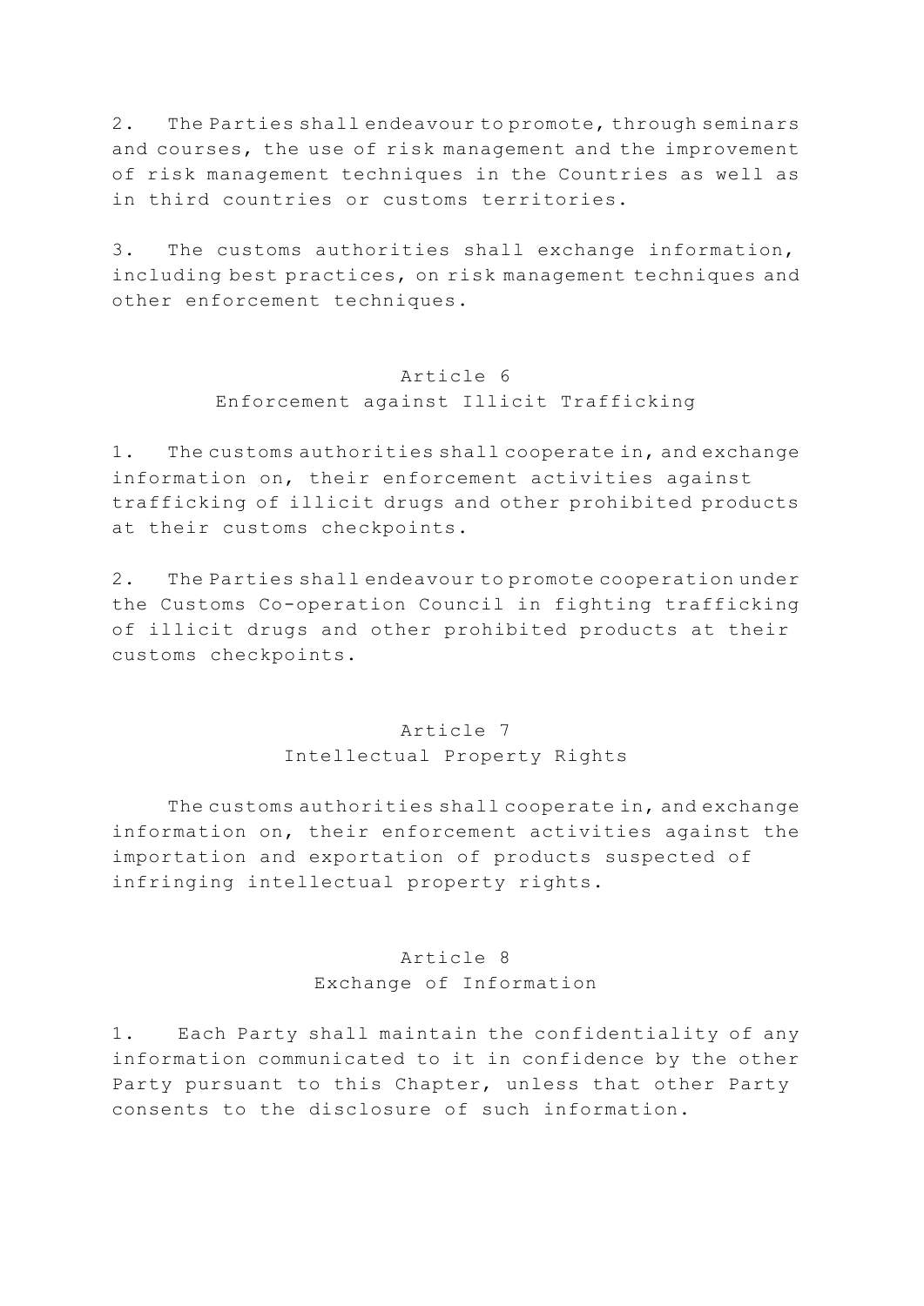2. The Parties shall endeavour to promote, through seminars and courses, the use of risk management and the improvement of risk management techniques in the Countries as well as in third countries or customs territories.

3. The customs authorities shall exchange information, including best practices, on risk management techniques and other enforcement techniques.

## Article 6
## Enforcement against Illicit Trafficking

1. The customs authorities shall cooperate in, and exchange information on, their enforcement activities against trafficking of illicit drugs and other prohibited products at their customs checkpoints.

2. The Parties shall endeavour to promote cooperation under the Customs Co-operation Council in fighting trafficking of illicit drugs and other prohibited products at their customs checkpoints.

## Article 7
## Intellectual Property Rights

The customs authorities shall cooperate in, and exchange information on, their enforcement activities against the importation and exportation of products suspected of infringing intellectual property rights.

## Article 8
## Exchange of Information

1. Each Party shall maintain the confidentiality of any information communicated to it in confidence by the other Party pursuant to this Chapter, unless that other Party consents to the disclosure of such information.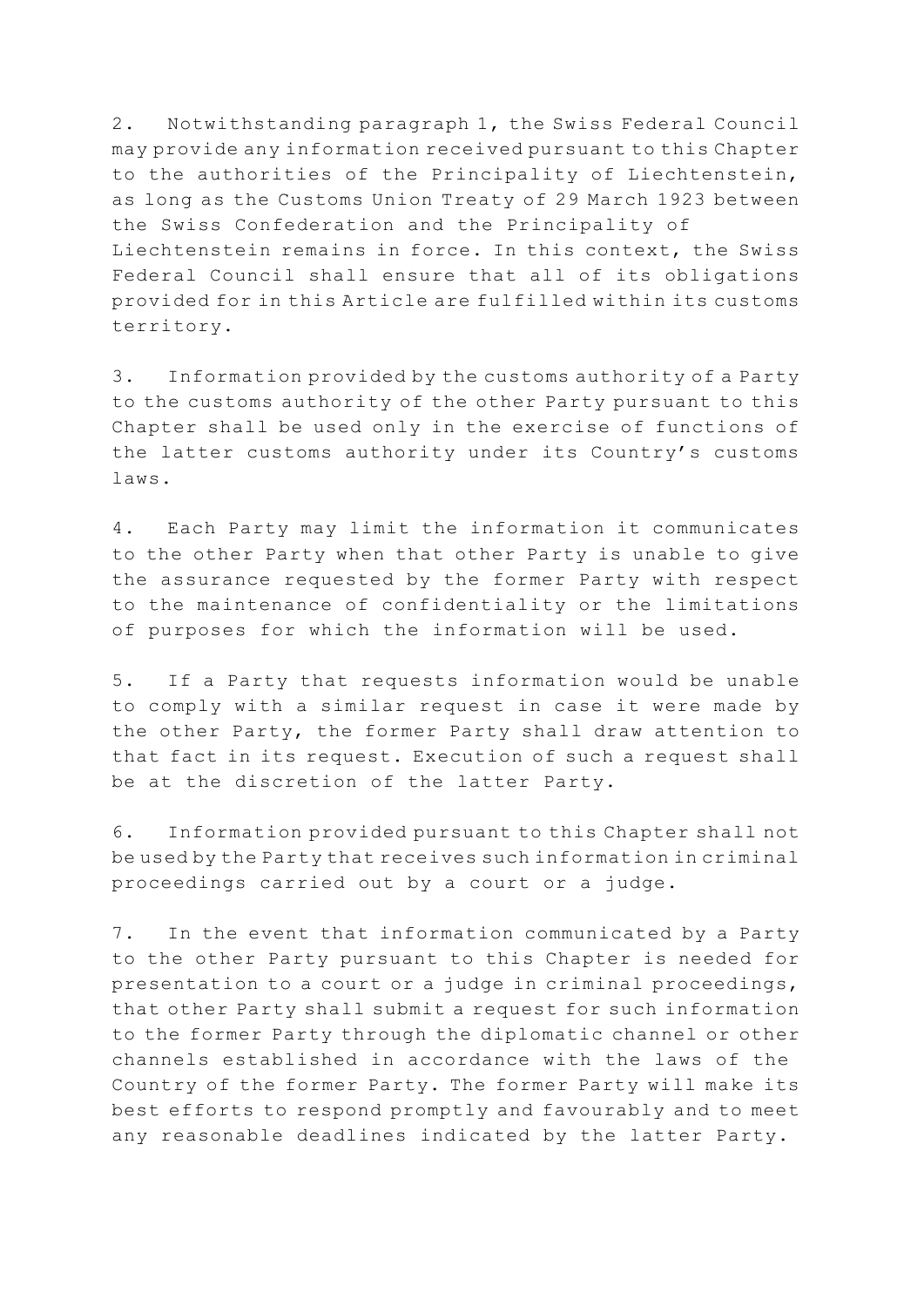2. Notwithstanding paragraph 1, the Swiss Federal Council may provide any information received pursuant to this Chapter to the authorities of the Principality of Liechtenstein, as long as the Customs Union Treaty of 29 March 1923 between the Swiss Confederation and the Principality of Liechtenstein remains in force. In this context, the Swiss Federal Council shall ensure that all of its obligations provided for in this Article are fulfilled within its customs territory.

3. Information provided by the customs authority of a Party to the customs authority of the other Party pursuant to this Chapter shall be used only in the exercise of functions of the latter customs authority under its Country's customs laws.

4. Each Party may limit the information it communicates to the other Party when that other Party is unable to give the assurance requested by the former Party with respect to the maintenance of confidentiality or the limitations of purposes for which the information will be used.

5. If a Party that requests information would be unable to comply with a similar request in case it were made by the other Party, the former Party shall draw attention to that fact in its request. Execution of such a request shall be at the discretion of the latter Party.

6. Information provided pursuant to this Chapter shall not be used by the Party that receives such information in criminal proceedings carried out by a court or a judge.

7. In the event that information communicated by a Party to the other Party pursuant to this Chapter is needed for presentation to a court or a judge in criminal proceedings, that other Party shall submit a request for such information to the former Party through the diplomatic channel or other channels established in accordance with the laws of the Country of the former Party. The former Party will make its best efforts to respond promptly and favourably and to meet any reasonable deadlines indicated by the latter Party.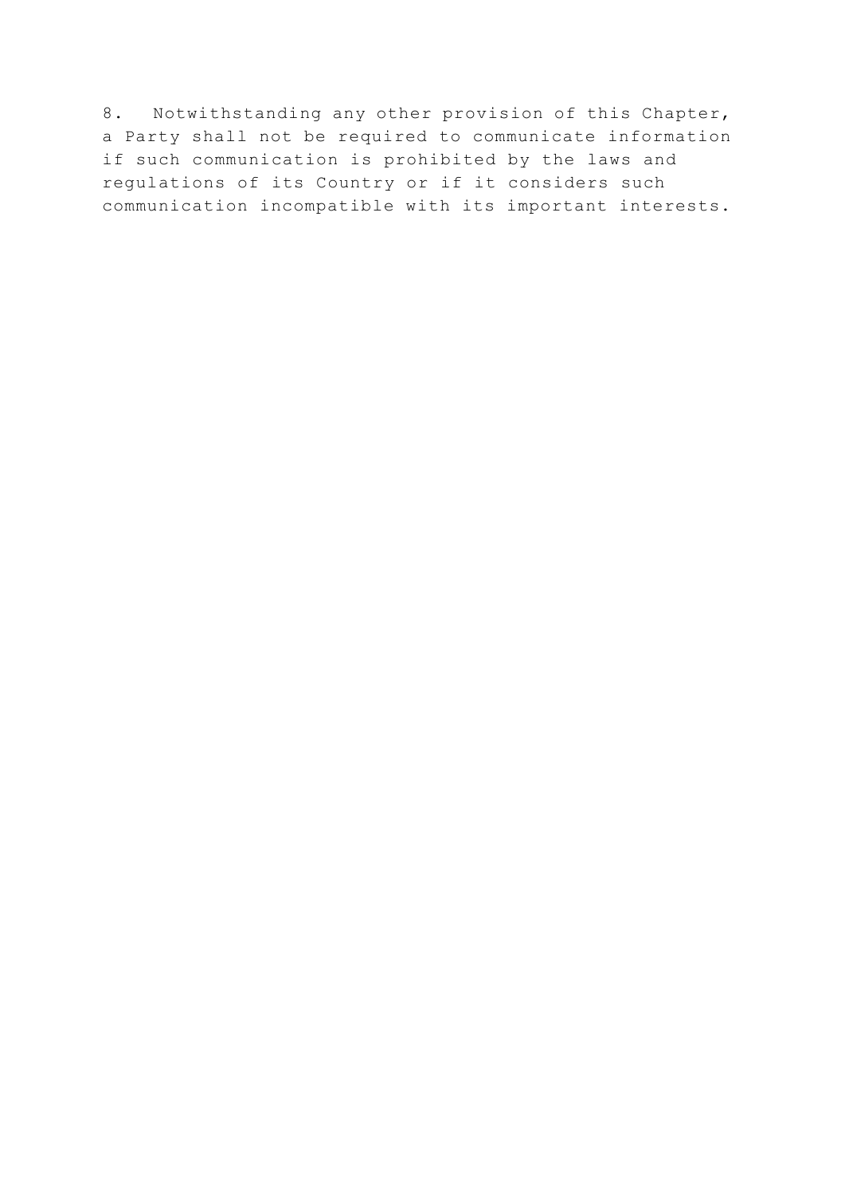8. Notwithstanding any other provision of this Chapter, a Party shall not be required to communicate information if such communication is prohibited by the laws and regulations of its Country or if it considers such communication incompatible with its important interests.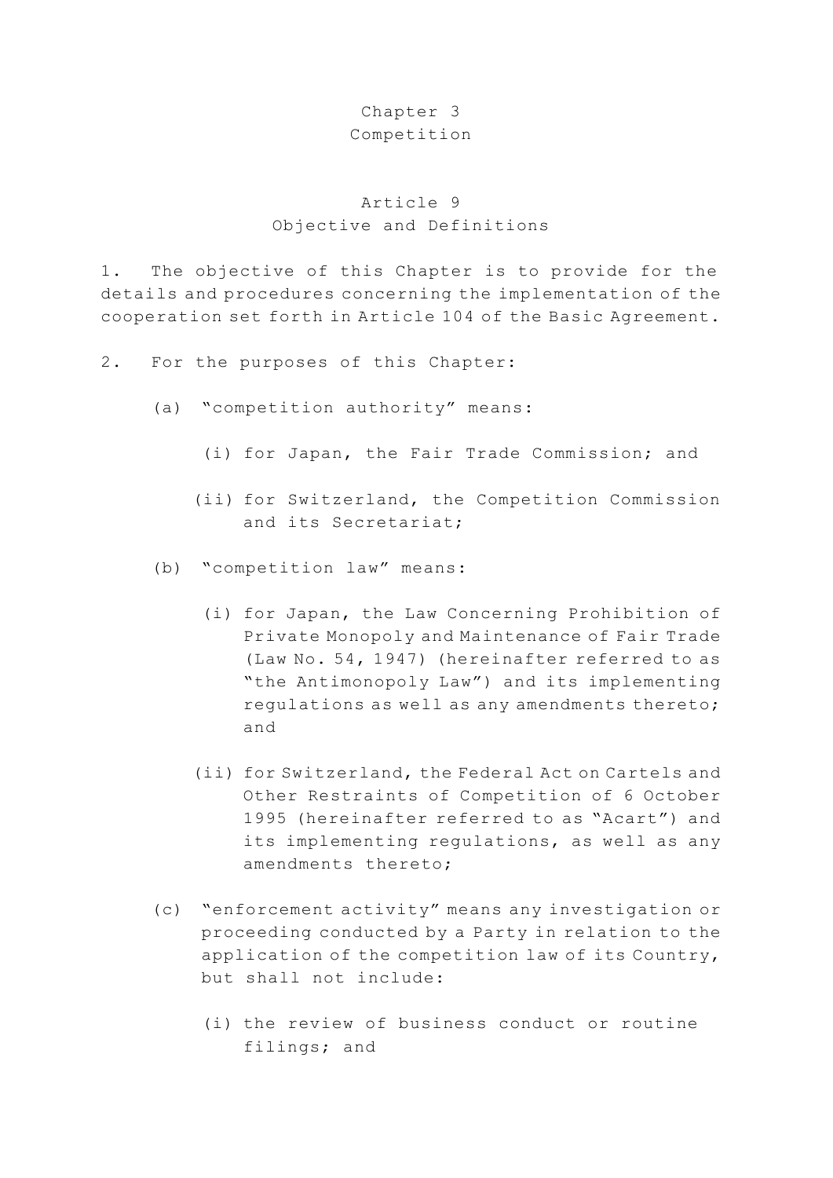# Chapter 3
# Competition

## Article 9
## Objective and Definitions

1. The objective of this Chapter is to provide for the details and procedures concerning the implementation of the cooperation set forth in Article 104 of the Basic Agreement.

2. For the purposes of this Chapter:

   (a) "competition authority" means:

      (i) for Japan, the Fair Trade Commission; and

      (ii) for Switzerland, the Competition Commission and its Secretariat;

   (b) "competition law" means:

      (i) for Japan, the Law Concerning Prohibition of Private Monopoly and Maintenance of Fair Trade (Law No. 54, 1947) (hereinafter referred to as "the Antimonopoly Law") and its implementing regulations as well as any amendments thereto; and

      (ii) for Switzerland, the Federal Act on Cartels and Other Restraints of Competition of 6 October 1995 (hereinafter referred to as "Acart") and its implementing regulations, as well as any amendments thereto;

   (c) "enforcement activity" means any investigation or proceeding conducted by a Party in relation to the application of the competition law of its Country, but shall not include:

      (i) the review of business conduct or routine filings; and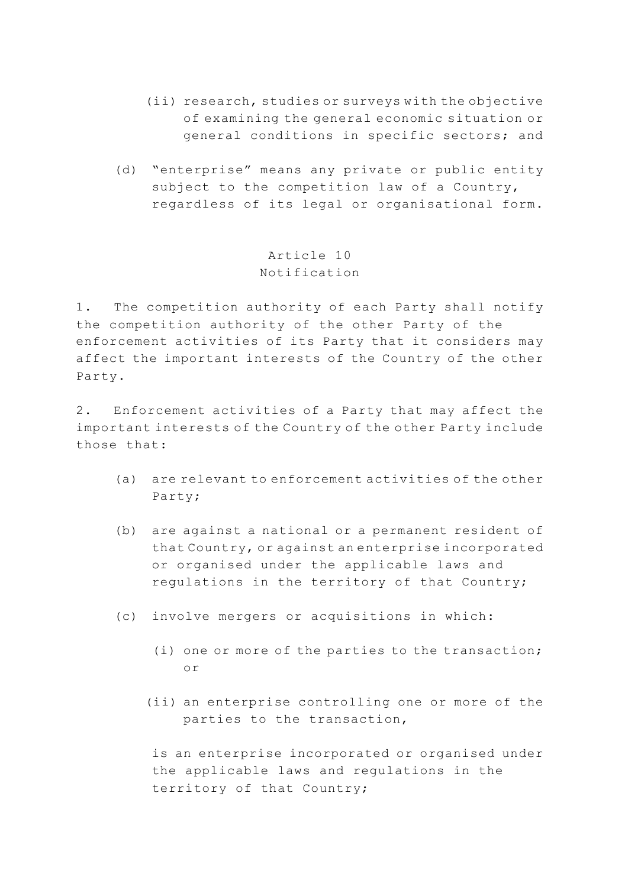(ii) research, studies or surveys with the objective of examining the general economic situation or general conditions in specific sectors; and

(d) "enterprise" means any private or public entity subject to the competition law of a Country, regardless of its legal or organisational form.

## Article 10
## Notification

1. The competition authority of each Party shall notify the competition authority of the other Party of the enforcement activities of its Party that it considers may affect the important interests of the Country of the other Party.

2. Enforcement activities of a Party that may affect the important interests of the Country of the other Party include those that:

(a) are relevant to enforcement activities of the other Party;

(b) are against a national or a permanent resident of that Country, or against an enterprise incorporated or organised under the applicable laws and regulations in the territory of that Country;

(c) involve mergers or acquisitions in which:

(i) one or more of the parties to the transaction; or

(ii) an enterprise controlling one or more of the parties to the transaction,

is an enterprise incorporated or organised under the applicable laws and regulations in the territory of that Country;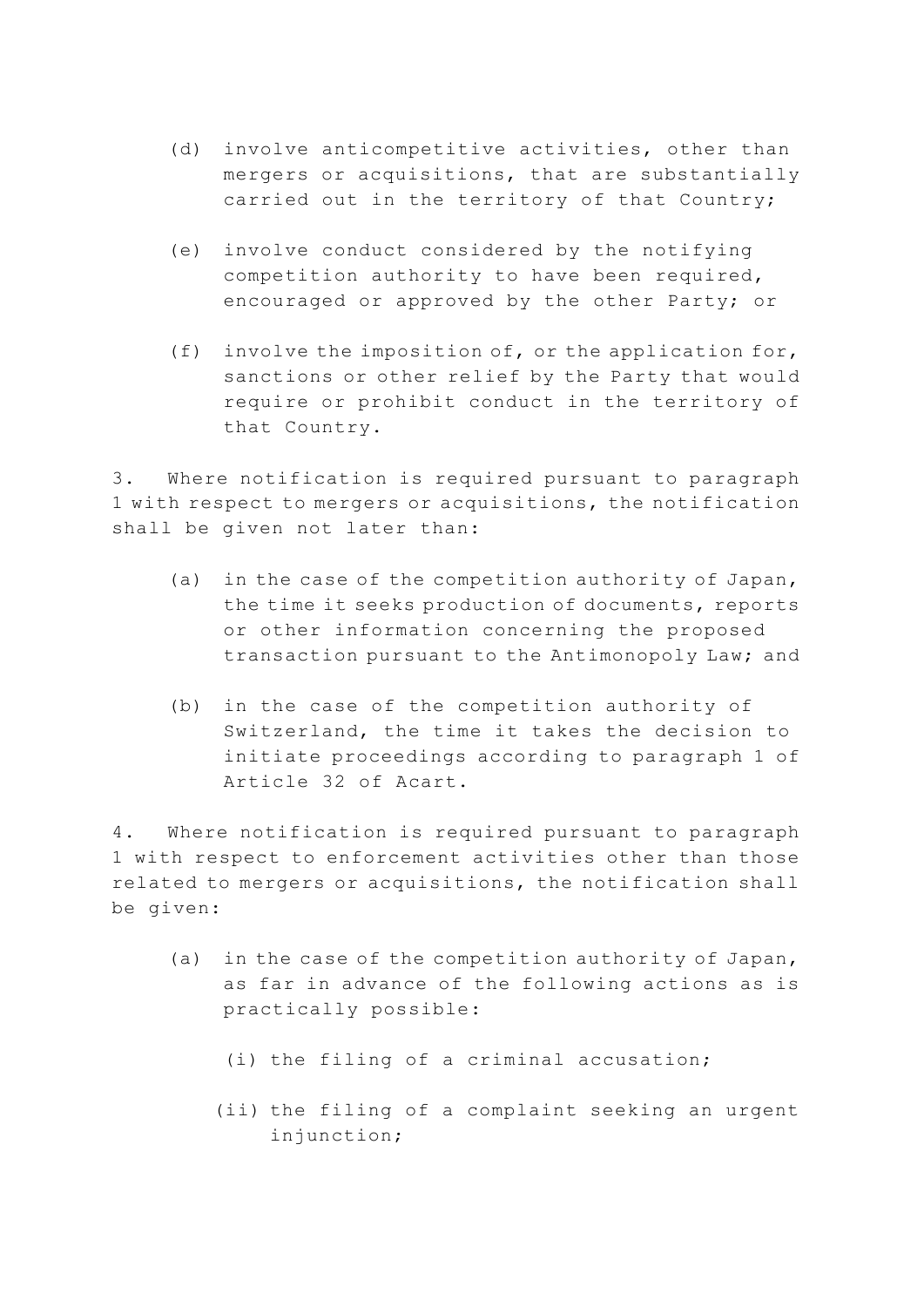(d) involve anticompetitive activities, other than mergers or acquisitions, that are substantially carried out in the territory of that Country;

(e) involve conduct considered by the notifying competition authority to have been required, encouraged or approved by the other Party; or

(f) involve the imposition of, or the application for, sanctions or other relief by the Party that would require or prohibit conduct in the territory of that Country.

3. Where notification is required pursuant to paragraph 1 with respect to mergers or acquisitions, the notification shall be given not later than:

(a) in the case of the competition authority of Japan, the time it seeks production of documents, reports or other information concerning the proposed transaction pursuant to the Antimonopoly Law; and

(b) in the case of the competition authority of Switzerland, the time it takes the decision to initiate proceedings according to paragraph 1 of Article 32 of Acart.

4. Where notification is required pursuant to paragraph 1 with respect to enforcement activities other than those related to mergers or acquisitions, the notification shall be given:

(a) in the case of the competition authority of Japan, as far in advance of the following actions as is practically possible:

(i) the filing of a criminal accusation;

(ii) the filing of a complaint seeking an urgent injunction;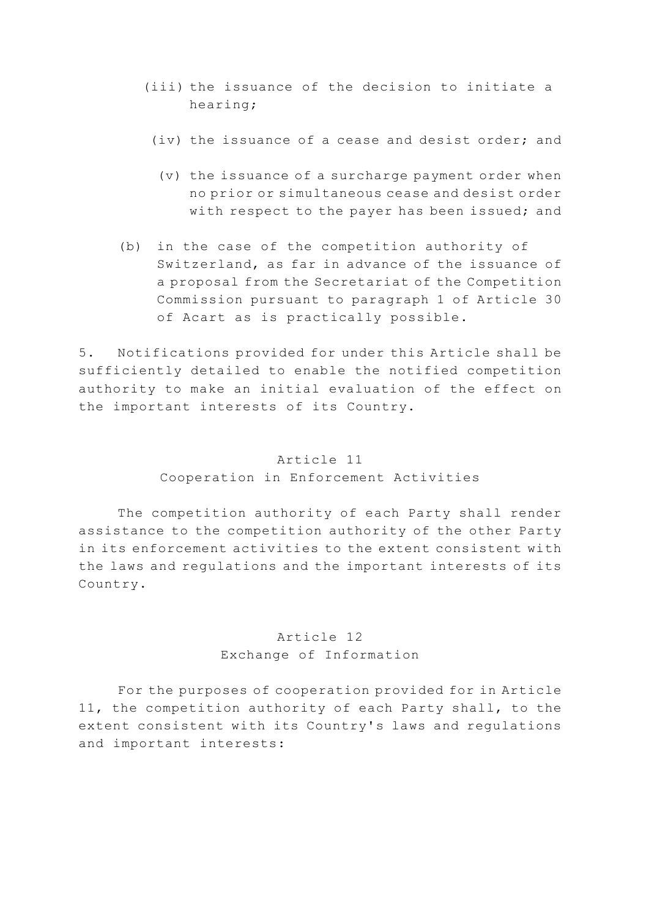(iii) the issuance of the decision to initiate a hearing;

(iv) the issuance of a cease and desist order; and

(v) the issuance of a surcharge payment order when no prior or simultaneous cease and desist order with respect to the payer has been issued; and

(b) in the case of the competition authority of Switzerland, as far in advance of the issuance of a proposal from the Secretariat of the Competition Commission pursuant to paragraph 1 of Article 30 of Acart as is practically possible.

5. Notifications provided for under this Article shall be sufficiently detailed to enable the notified competition authority to make an initial evaluation of the effect on the important interests of its Country.

## Article 11
## Cooperation in Enforcement Activities

The competition authority of each Party shall render assistance to the competition authority of the other Party in its enforcement activities to the extent consistent with the laws and regulations and the important interests of its Country.

## Article 12
## Exchange of Information

For the purposes of cooperation provided for in Article 11, the competition authority of each Party shall, to the extent consistent with its Country's laws and regulations and important interests: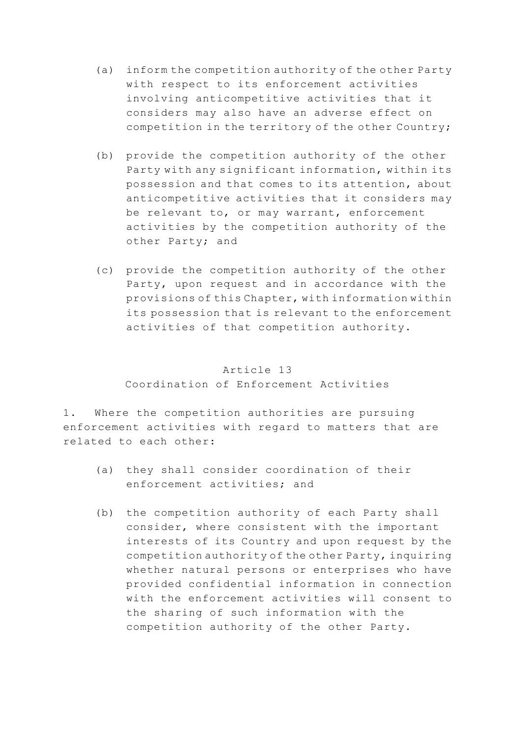(a) inform the competition authority of the other Party with respect to its enforcement activities involving anticompetitive activities that it considers may also have an adverse effect on competition in the territory of the other Country;

(b) provide the competition authority of the other Party with any significant information, within its possession and that comes to its attention, about anticompetitive activities that it considers may be relevant to, or may warrant, enforcement activities by the competition authority of the other Party; and

(c) provide the competition authority of the other Party, upon request and in accordance with the provisions of this Chapter, with information within its possession that is relevant to the enforcement activities of that competition authority.

### Article 13
### Coordination of Enforcement Activities

1. Where the competition authorities are pursuing enforcement activities with regard to matters that are related to each other:

(a) they shall consider coordination of their enforcement activities; and

(b) the competition authority of each Party shall consider, where consistent with the important interests of its Country and upon request by the competition authority of the other Party, inquiring whether natural persons or enterprises who have provided confidential information in connection with the enforcement activities will consent to the sharing of such information with the competition authority of the other Party.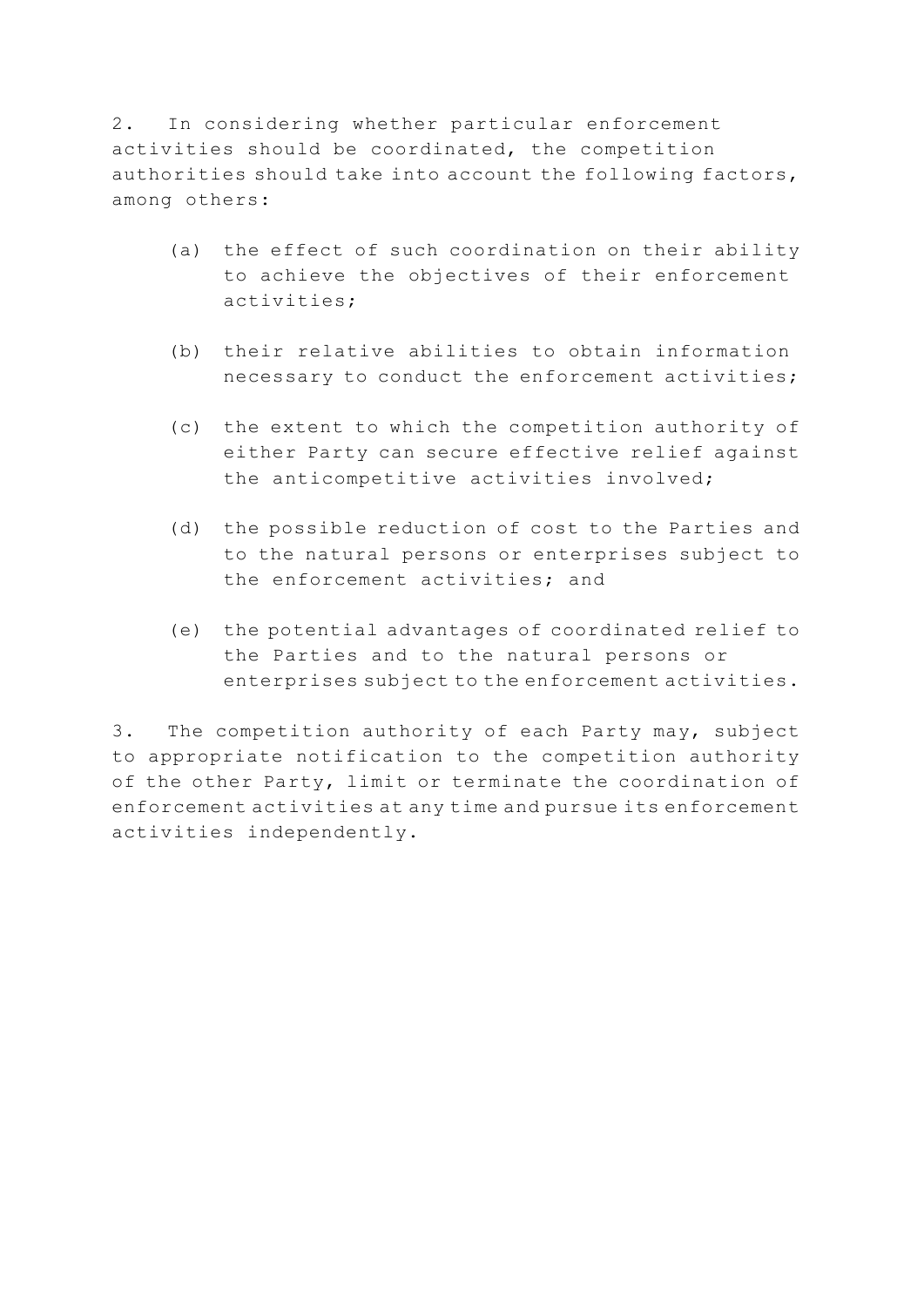2. In considering whether particular enforcement activities should be coordinated, the competition authorities should take into account the following factors, among others:

   (a) the effect of such coordination on their ability to achieve the objectives of their enforcement activities;

   (b) their relative abilities to obtain information necessary to conduct the enforcement activities;

   (c) the extent to which the competition authority of either Party can secure effective relief against the anticompetitive activities involved;

   (d) the possible reduction of cost to the Parties and to the natural persons or enterprises subject to the enforcement activities; and

   (e) the potential advantages of coordinated relief to the Parties and to the natural persons or enterprises subject to the enforcement activities.

3. The competition authority of each Party may, subject to appropriate notification to the competition authority of the other Party, limit or terminate the coordination of enforcement activities at any time and pursue its enforcement activities independently.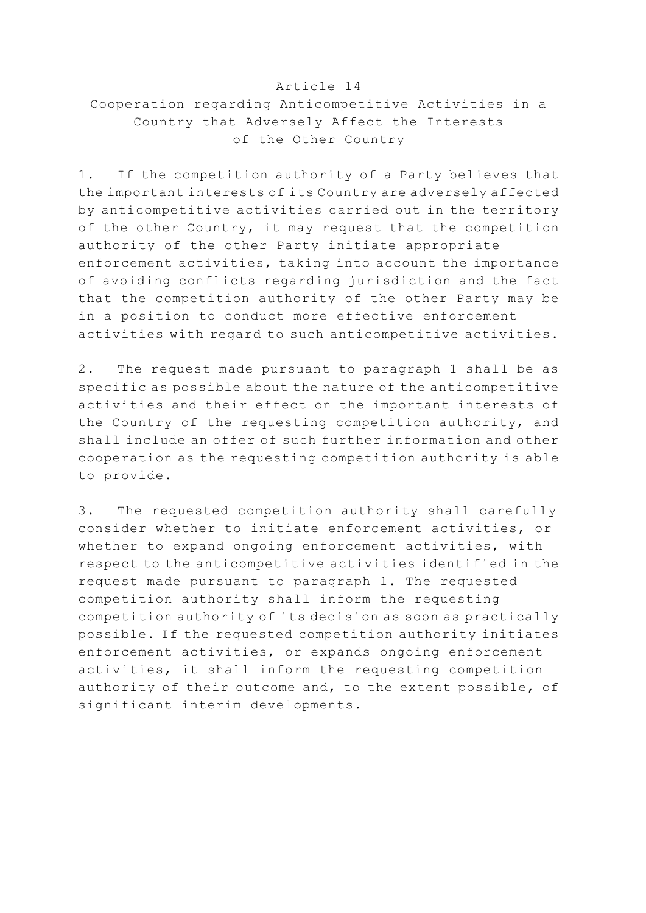## Article 14

## Cooperation regarding Anticompetitive Activities in a Country that Adversely Affect the Interests of the Other Country

1. If the competition authority of a Party believes that the important interests of its Country are adversely affected by anticompetitive activities carried out in the territory of the other Country, it may request that the competition authority of the other Party initiate appropriate enforcement activities, taking into account the importance of avoiding conflicts regarding jurisdiction and the fact that the competition authority of the other Party may be in a position to conduct more effective enforcement activities with regard to such anticompetitive activities.

2. The request made pursuant to paragraph 1 shall be as specific as possible about the nature of the anticompetitive activities and their effect on the important interests of the Country of the requesting competition authority, and shall include an offer of such further information and other cooperation as the requesting competition authority is able to provide.

3. The requested competition authority shall carefully consider whether to initiate enforcement activities, or whether to expand ongoing enforcement activities, with respect to the anticompetitive activities identified in the request made pursuant to paragraph 1. The requested competition authority shall inform the requesting competition authority of its decision as soon as practically possible. If the requested competition authority initiates enforcement activities, or expands ongoing enforcement activities, it shall inform the requesting competition authority of their outcome and, to the extent possible, of significant interim developments.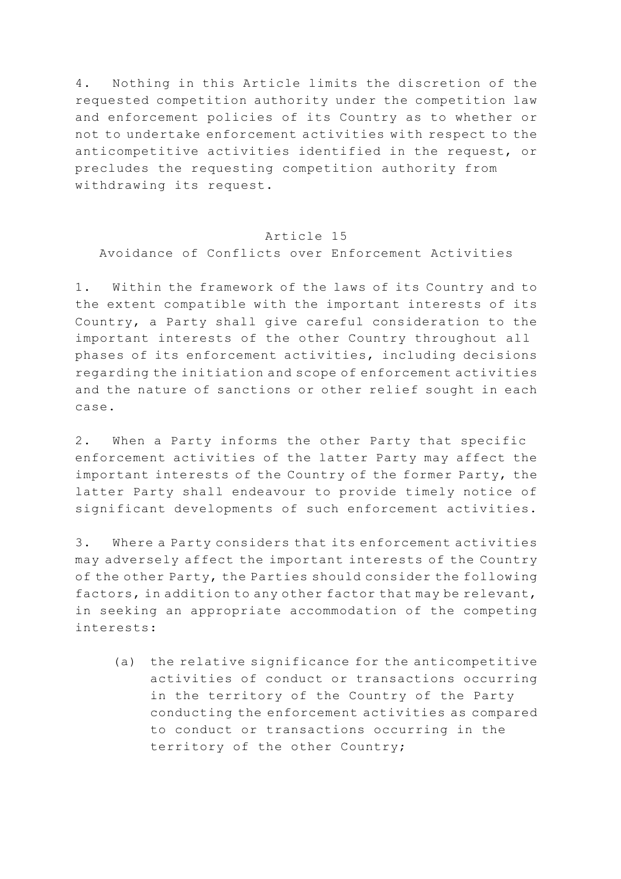4. Nothing in this Article limits the discretion of the requested competition authority under the competition law and enforcement policies of its Country as to whether or not to undertake enforcement activities with respect to the anticompetitive activities identified in the request, or precludes the requesting competition authority from withdrawing its request.

## Article 15
## Avoidance of Conflicts over Enforcement Activities

1. Within the framework of the laws of its Country and to the extent compatible with the important interests of its Country, a Party shall give careful consideration to the important interests of the other Country throughout all phases of its enforcement activities, including decisions regarding the initiation and scope of enforcement activities and the nature of sanctions or other relief sought in each case.

2. When a Party informs the other Party that specific enforcement activities of the latter Party may affect the important interests of the Country of the former Party, the latter Party shall endeavour to provide timely notice of significant developments of such enforcement activities.

3. Where a Party considers that its enforcement activities may adversely affect the important interests of the Country of the other Party, the Parties should consider the following factors, in addition to any other factor that may be relevant, in seeking an appropriate accommodation of the competing interests:

   (a) the relative significance for the anticompetitive activities of conduct or transactions occurring in the territory of the Country of the Party conducting the enforcement activities as compared to conduct or transactions occurring in the territory of the other Country;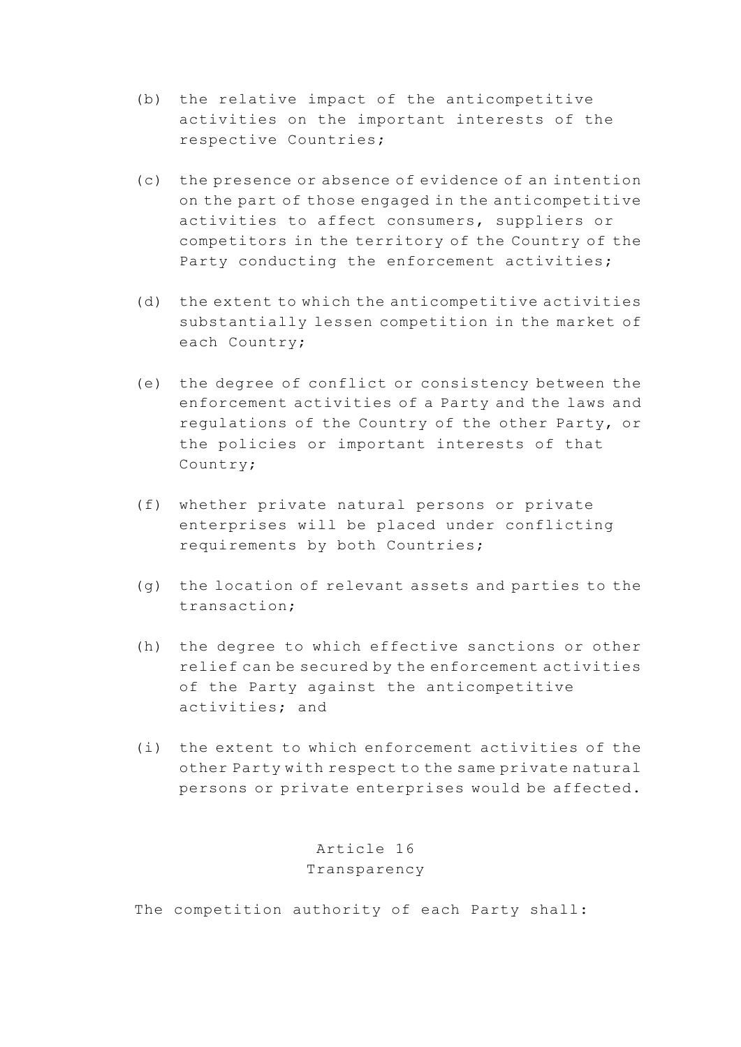(b) the relative impact of the anticompetitive activities on the important interests of the respective Countries;

(c) the presence or absence of evidence of an intention on the part of those engaged in the anticompetitive activities to affect consumers, suppliers or competitors in the territory of the Country of the Party conducting the enforcement activities;

(d) the extent to which the anticompetitive activities substantially lessen competition in the market of each Country;

(e) the degree of conflict or consistency between the enforcement activities of a Party and the laws and regulations of the Country of the other Party, or the policies or important interests of that Country;

(f) whether private natural persons or private enterprises will be placed under conflicting requirements by both Countries;

(g) the location of relevant assets and parties to the transaction;

(h) the degree to which effective sanctions or other relief can be secured by the enforcement activities of the Party against the anticompetitive activities; and

(i) the extent to which enforcement activities of the other Party with respect to the same private natural persons or private enterprises would be affected.

## Article 16
## Transparency

The competition authority of each Party shall: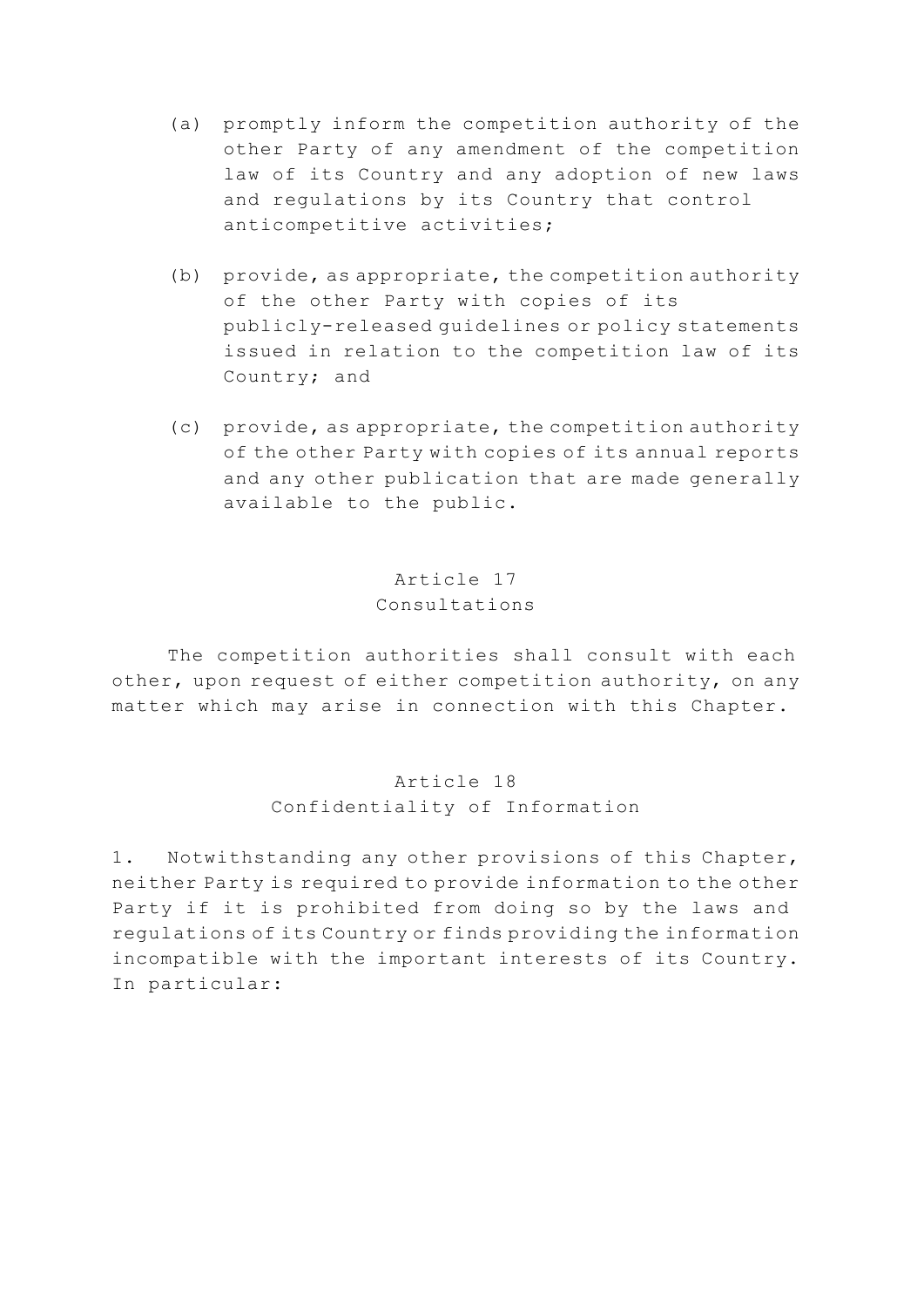(a) promptly inform the competition authority of the other Party of any amendment of the competition law of its Country and any adoption of new laws and regulations by its Country that control anticompetitive activities;

(b) provide, as appropriate, the competition authority of the other Party with copies of its publicly-released guidelines or policy statements issued in relation to the competition law of its Country; and

(c) provide, as appropriate, the competition authority of the other Party with copies of its annual reports and any other publication that are made generally available to the public.

### Article 17
### Consultations

The competition authorities shall consult with each other, upon request of either competition authority, on any matter which may arise in connection with this Chapter.

### Article 18
### Confidentiality of Information

1. Notwithstanding any other provisions of this Chapter, neither Party is required to provide information to the other Party if it is prohibited from doing so by the laws and regulations of its Country or finds providing the information incompatible with the important interests of its Country. In particular: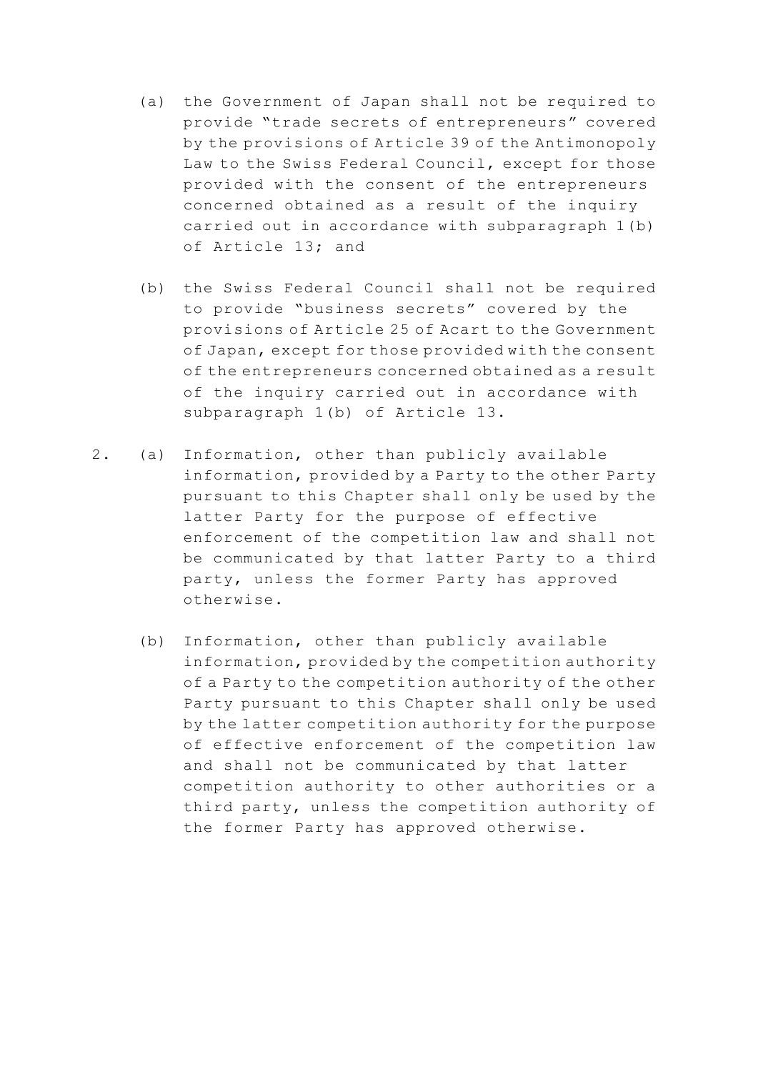(a) the Government of Japan shall not be required to provide "trade secrets of entrepreneurs" covered by the provisions of Article 39 of the Antimonopoly Law to the Swiss Federal Council, except for those provided with the consent of the entrepreneurs concerned obtained as a result of the inquiry carried out in accordance with subparagraph 1(b) of Article 13; and

(b) the Swiss Federal Council shall not be required to provide "business secrets" covered by the provisions of Article 25 of Acart to the Government of Japan, except for those provided with the consent of the entrepreneurs concerned obtained as a result of the inquiry carried out in accordance with subparagraph 1(b) of Article 13.

2. (a) Information, other than publicly available information, provided by a Party to the other Party pursuant to this Chapter shall only be used by the latter Party for the purpose of effective enforcement of the competition law and shall not be communicated by that latter Party to a third party, unless the former Party has approved otherwise.

(b) Information, other than publicly available information, provided by the competition authority of a Party to the competition authority of the other Party pursuant to this Chapter shall only be used by the latter competition authority for the purpose of effective enforcement of the competition law and shall not be communicated by that latter competition authority to other authorities or a third party, unless the competition authority of the former Party has approved otherwise.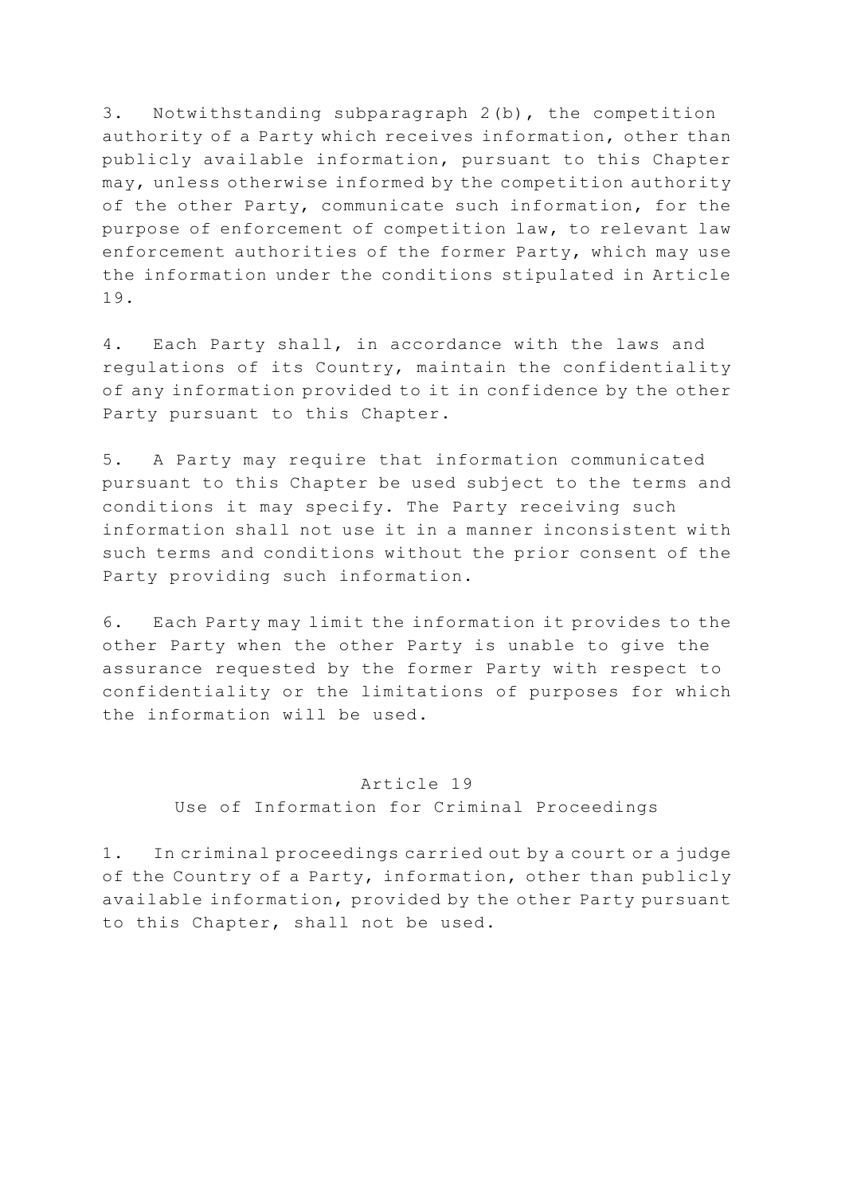3. Notwithstanding subparagraph 2(b), the competition authority of a Party which receives information, other than publicly available information, pursuant to this Chapter may, unless otherwise informed by the competition authority of the other Party, communicate such information, for the purpose of enforcement of competition law, to relevant law enforcement authorities of the former Party, which may use the information under the conditions stipulated in Article 19.

4. Each Party shall, in accordance with the laws and regulations of its Country, maintain the confidentiality of any information provided to it in confidence by the other Party pursuant to this Chapter.

5. A Party may require that information communicated pursuant to this Chapter be used subject to the terms and conditions it may specify. The Party receiving such information shall not use it in a manner inconsistent with such terms and conditions without the prior consent of the Party providing such information.

6. Each Party may limit the information it provides to the other Party when the other Party is unable to give the assurance requested by the former Party with respect to confidentiality or the limitations of purposes for which the information will be used.

## Article 19
## Use of Information for Criminal Proceedings

1. In criminal proceedings carried out by a court or a judge of the Country of a Party, information, other than publicly available information, provided by the other Party pursuant to this Chapter, shall not be used.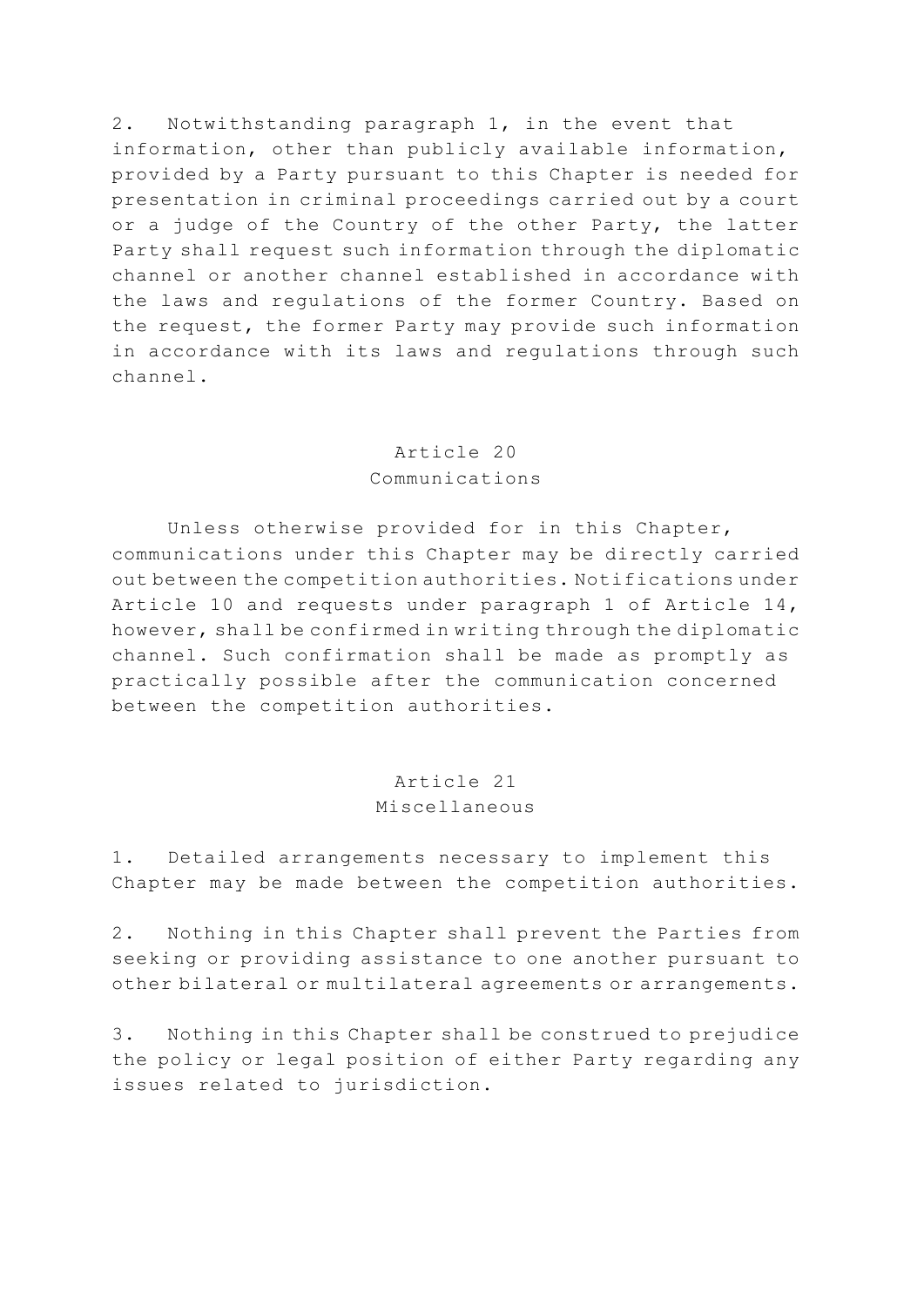2. Notwithstanding paragraph 1, in the event that information, other than publicly available information, provided by a Party pursuant to this Chapter is needed for presentation in criminal proceedings carried out by a court or a judge of the Country of the other Party, the latter Party shall request such information through the diplomatic channel or another channel established in accordance with the laws and regulations of the former Country. Based on the request, the former Party may provide such information in accordance with its laws and regulations through such channel.

## Article 20
## Communications

Unless otherwise provided for in this Chapter, communications under this Chapter may be directly carried out between the competition authorities. Notifications under Article 10 and requests under paragraph 1 of Article 14, however, shall be confirmed in writing through the diplomatic channel. Such confirmation shall be made as promptly as practically possible after the communication concerned between the competition authorities.

## Article 21
## Miscellaneous

1. Detailed arrangements necessary to implement this Chapter may be made between the competition authorities.

2. Nothing in this Chapter shall prevent the Parties from seeking or providing assistance to one another pursuant to other bilateral or multilateral agreements or arrangements.

3. Nothing in this Chapter shall be construed to prejudice the policy or legal position of either Party regarding any issues related to jurisdiction.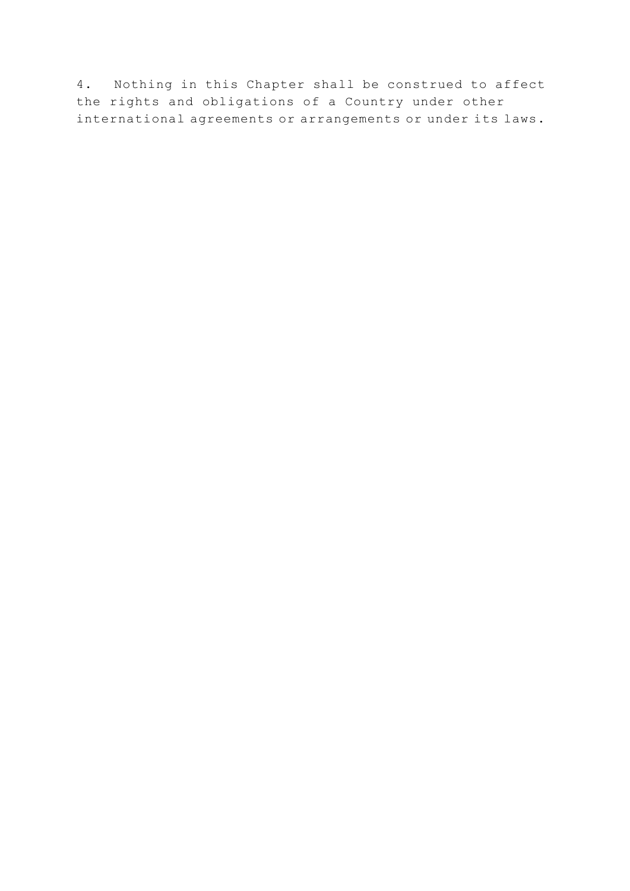4. Nothing in this Chapter shall be construed to affect the rights and obligations of a Country under other international agreements or arrangements or under its laws.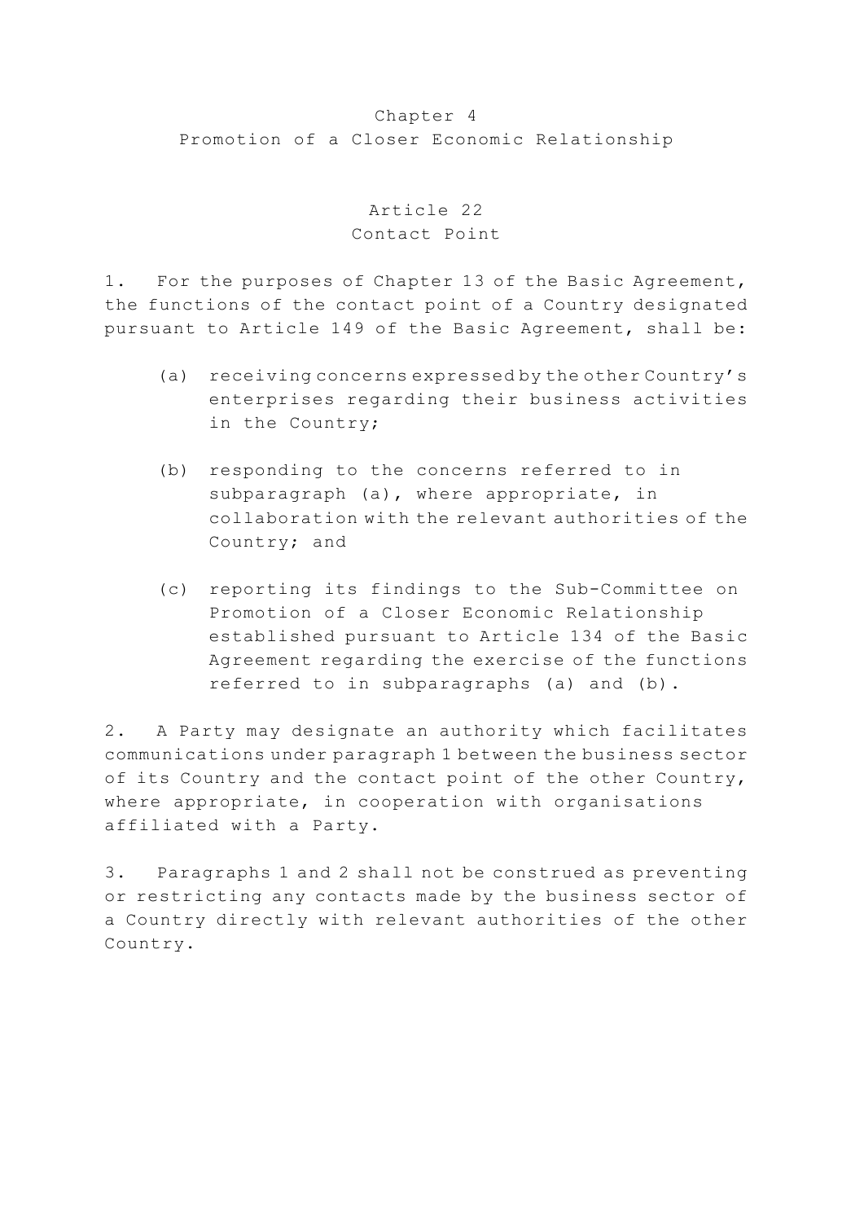# Chapter 4
# Promotion of a Closer Economic Relationship

## Article 22
## Contact Point

1. For the purposes of Chapter 13 of the Basic Agreement, the functions of the contact point of a Country designated pursuant to Article 149 of the Basic Agreement, shall be:

   (a) receiving concerns expressed by the other Country's enterprises regarding their business activities in the Country;

   (b) responding to the concerns referred to in subparagraph (a), where appropriate, in collaboration with the relevant authorities of the Country; and

   (c) reporting its findings to the Sub-Committee on Promotion of a Closer Economic Relationship established pursuant to Article 134 of the Basic Agreement regarding the exercise of the functions referred to in subparagraphs (a) and (b).

2. A Party may designate an authority which facilitates communications under paragraph 1 between the business sector of its Country and the contact point of the other Country, where appropriate, in cooperation with organisations affiliated with a Party.

3. Paragraphs 1 and 2 shall not be construed as preventing or restricting any contacts made by the business sector of a Country directly with relevant authorities of the other Country.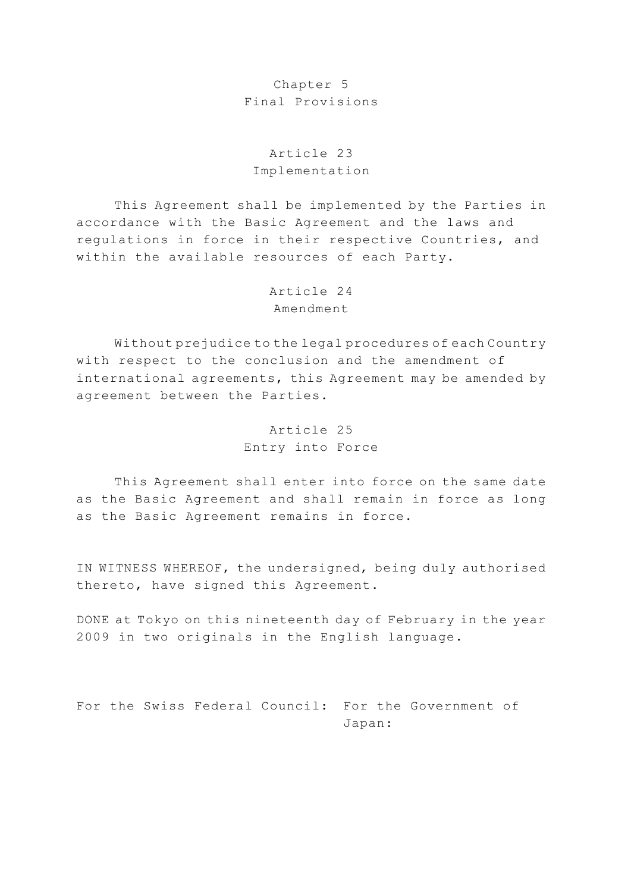## Chapter 5
## Final Provisions

### Article 23
### Implementation

This Agreement shall be implemented by the Parties in accordance with the Basic Agreement and the laws and regulations in force in their respective Countries, and within the available resources of each Party.

### Article 24
### Amendment

Without prejudice to the legal procedures of each Country with respect to the conclusion and the amendment of international agreements, this Agreement may be amended by agreement between the Parties.

### Article 25
### Entry into Force

This Agreement shall enter into force on the same date as the Basic Agreement and shall remain in force as long as the Basic Agreement remains in force.

IN WITNESS WHEREOF, the undersigned, being duly authorised thereto, have signed this Agreement.

DONE at Tokyo on this nineteenth day of February in the year 2009 in two originals in the English language.

For the Swiss Federal Council:

For the Government of Japan: